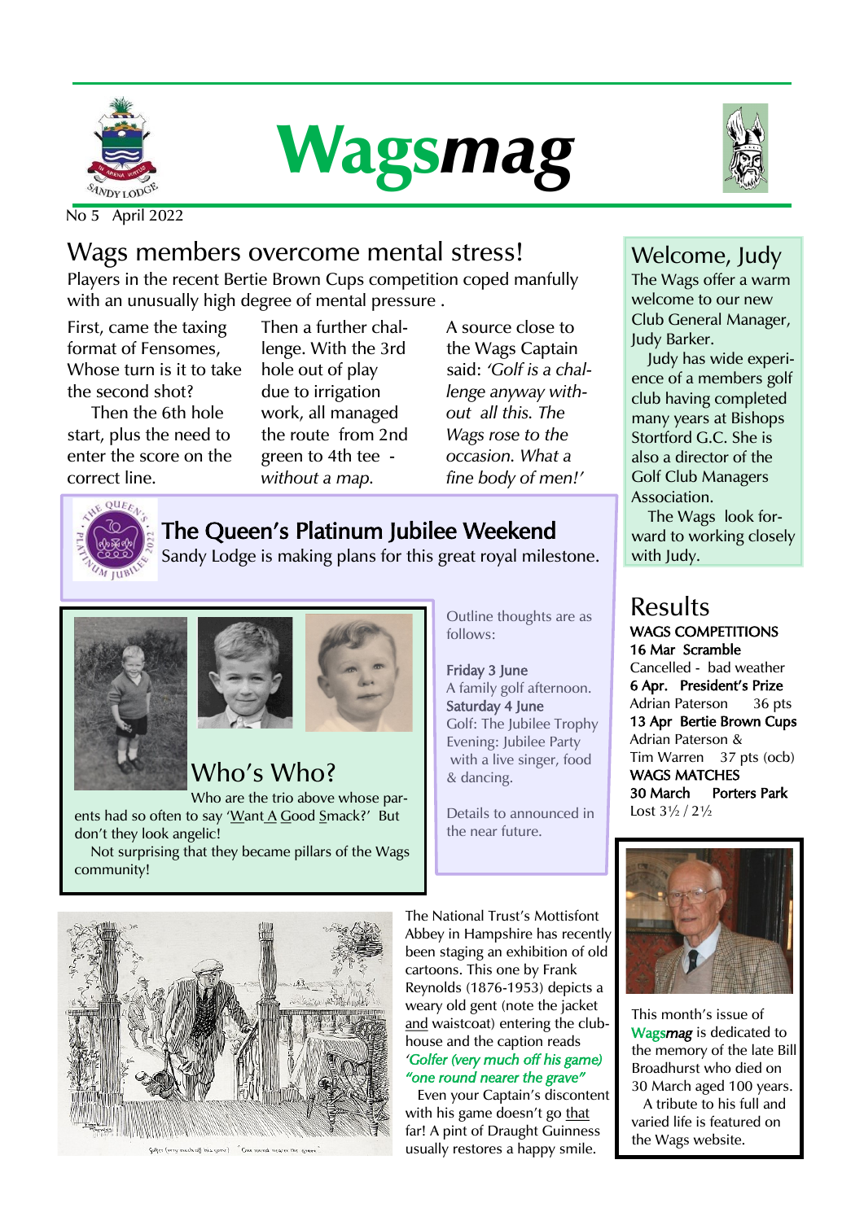# Wagsmag

No 5 April 2022

## Wags members overcome mental stress!

Players in the recent Bertie Brown Cups competition coped manfully with an unusually high degree of mental pressure .

First, came the taxing format of Fensomes, Whose turn is it to take the second shot?

Then the 6th hole start, plus the need to enter the score on the correct line.

Then a further challenge. With the 3rd hole out of play due to irrigation work, all managed the route from 2nd green to 4th tee - *without a map.*

A source close to the Wags Captain said: *'Golf is a challenge anyway without all this. The Wags rose to the occasion. What a fine body of men!'*

## Welcome, Judy

The Wags offer a warm welcome to our new Club General Manager, Judy Barker.

Judy has wide experience of a members golf club having completed many years at Bishops Stortford G.C. She is also a director of the Golf Club Managers Association.

The Wags look forward to working closely with Judy.

## The Queen's Platinum Jubilee Weekend

Sandy Lodge is making plans for this great royal milestone.

Outline thoughts are as follows:

**Friday 3 June**
A family golf afternoon.

**Saturday 4 June**
Golf: The Jubilee Trophy
Evening: Jubilee Party with a live singer, food & dancing.

Details to announced in the near future.

## Who's Who?

Who are the trio above whose parents had so often to say 'Want A Good Smack?' But don't they look angelic!

Not surprising that they became pillars of the Wags community!

## Results

**WAGS COMPETITIONS**

**16 Mar Scramble**
Cancelled - bad weather

**6 Apr. President's Prize**
Adrian Paterson 36 pts

**13 Apr Bertie Brown Cups**
Adrian Paterson &
Tim Warren 37 pts (ocb)

**WAGS MATCHES**

**30 March Porters Park**
Lost 3½ / 2½

This month's issue of **Wags*mag*** is dedicated to the memory of the late Bill Broadhurst who died on 30 March aged 100 years.

A tribute to his full and varied life is featured on the Wags website.

The National Trust's Mottisfont Abbey in Hampshire has recently been staging an exhibition of old cartoons. This one by Frank Reynolds (1876-1953) depicts a weary old gent (note the jacket and waistcoat) entering the clubhouse and the caption reads *'Golfer (very much off his game) "one round nearer the grave"*

Even your Captain's discontent with his game doesn't go that far! A pint of Draught Guinness usually restores a happy smile.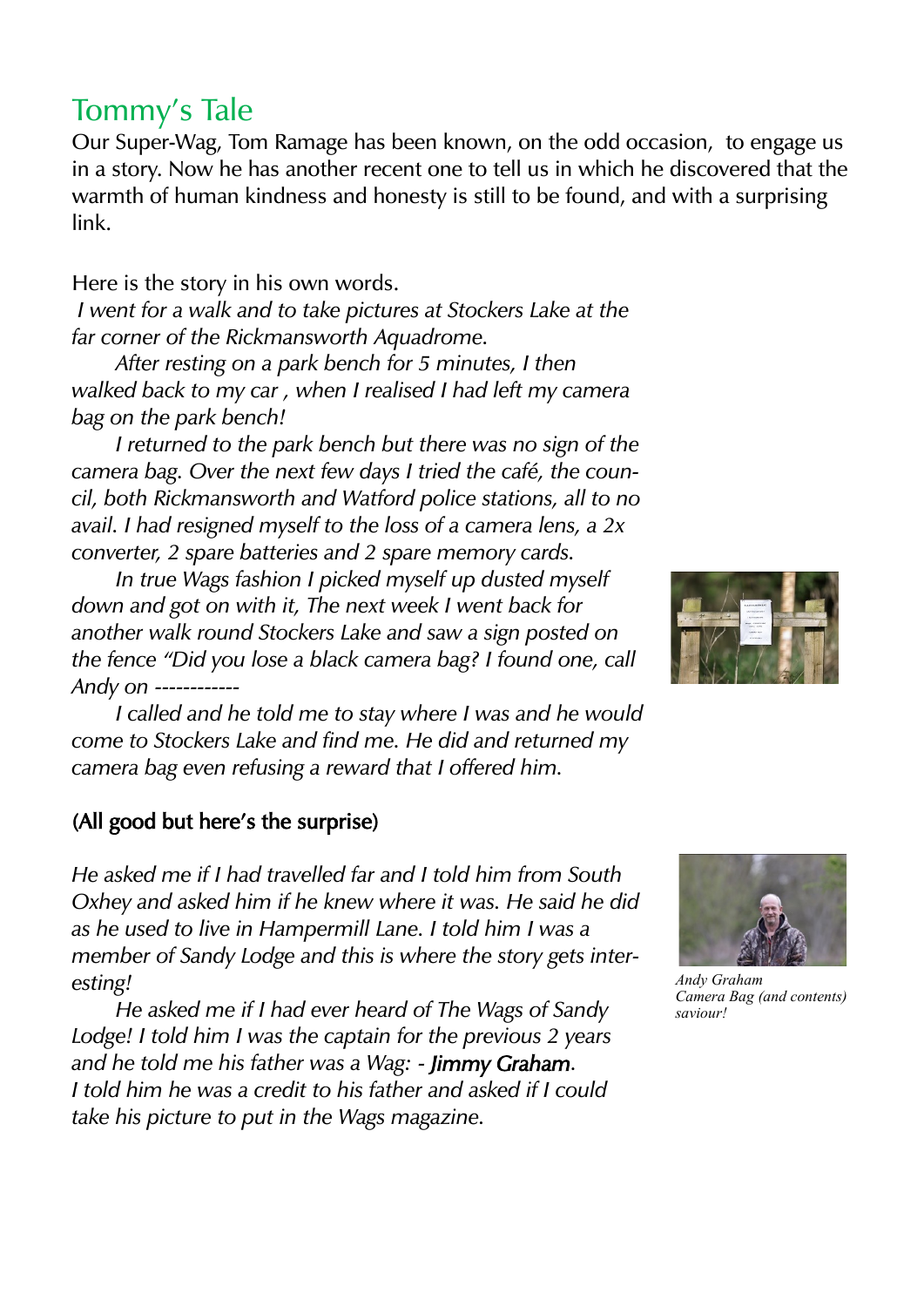## Tommy's Tale

Our Super-Wag, Tom Ramage has been known, on the odd occasion, to engage us in a story. Now he has another recent one to tell us in which he discovered that the warmth of human kindness and honesty is still to be found, and with a surprising link.

Here is the story in his own words.

*I went for a walk and to take pictures at Stockers Lake at the far corner of the Rickmansworth Aquadrome.*

*After resting on a park bench for 5 minutes, I then walked back to my car , when I realised I had left my camera bag on the park bench!*

*I returned to the park bench but there was no sign of the camera bag. Over the next few days I tried the café, the council, both Rickmansworth and Watford police stations, all to no avail. I had resigned myself to the loss of a camera lens, a 2x converter, 2 spare batteries and 2 spare memory cards.*

*In true Wags fashion I picked myself up dusted myself down and got on with it, The next week I went back for another walk round Stockers Lake and saw a sign posted on the fence "Did you lose a black camera bag? I found one, call Andy on ------------*

*I called and he told me to stay where I was and he would come to Stockers Lake and find me. He did and returned my camera bag even refusing a reward that I offered him.*

**(All good but here's the surprise)**

*He asked me if I had travelled far and I told him from South Oxhey and asked him if he knew where it was. He said he did as he used to live in Hampermill Lane. I told him I was a member of Sandy Lodge and this is where the story gets interesting!*

*He asked me if I had ever heard of The Wags of Sandy Lodge! I told him I was the captain for the previous 2 years and he told me his father was a Wag: -* ***Jimmy Graham****.*
*I told him he was a credit to his father and asked if I could take his picture to put in the Wags magazine.*

*Andy Graham*
*Camera Bag (and contents) saviour!*